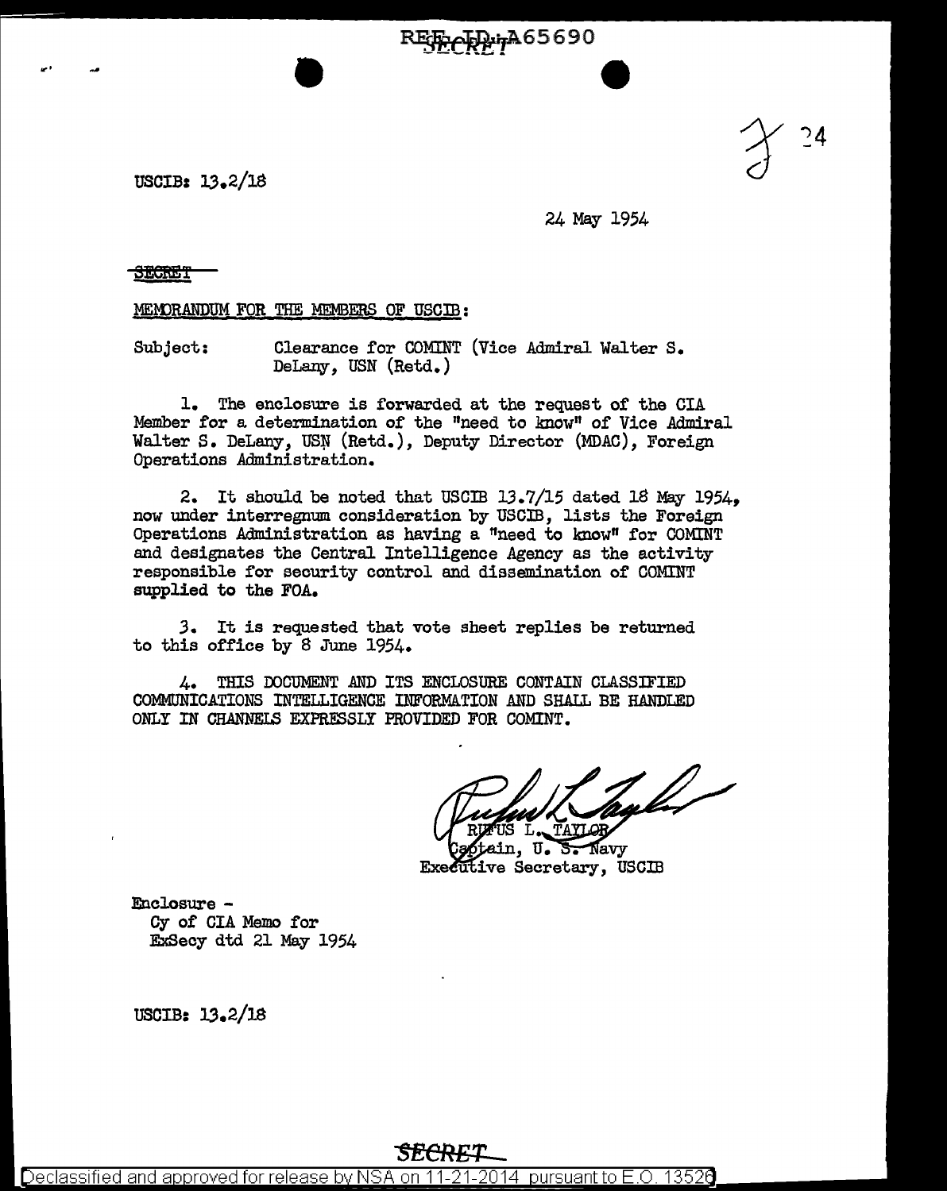USCIB: 13.2/18

24 May 1954

SECRET

MEMORANDUM FOR THE MEMBERS OF USCIB:

Subject: Clearance for COMINT (Vice Admiral Walter S. DeLany, USN (Retd.)

1. The enclosure is forwarded at the request of the CIA Member for a determination of the "need to know" of Vice Admiral Walter S. DeLany, USN (Retd.), Deputy Director (MDAC), Foreign Operations Administration.

2. It should be noted that USCIB 13.7/15 dated 18 May 1954, now under interregnum consideration by USCIB, lists the Foreign Operations Administration as having a "need to know" for COMINT and designates the Central Intelligence Agency as the activity responsible for security control and dissemination of COMINT supplied to the FOA.

3. It is requested that vote sheet replies be returned to this office by 8 June 1954.

4. THIS DOCUMENT AND ITS ENCLOSURE CONTAIN CLASSIFIED COMMUNICATIONS INTELLIGENCE INFORMATION AND SHALL BE HANDLED ONLY IN CHANNELS EXPRESSLY PROVIDED FOR COMINT.

RUFUS L. TAYLOR
Captain, U. S. Navy
Executive Secretary, USCIB

Enclosure -
Cy of CIA Memo for
ExSecy dtd 21 May 1954

USCIB: 13.2/18

SECRET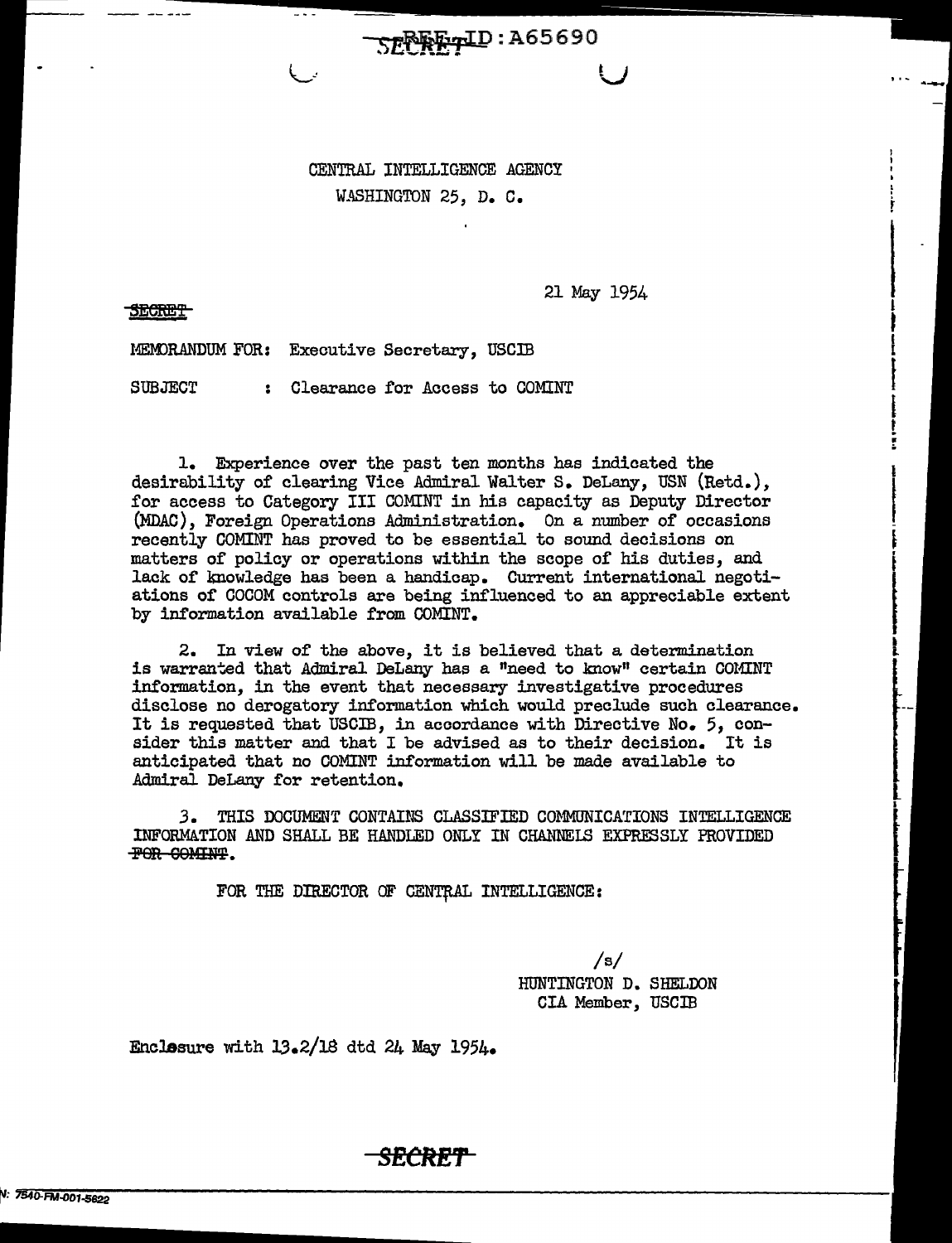SECRET REF ID:A65690

CENTRAL INTELLIGENCE AGENCY
WASHINGTON 25, D. C.

21 May 1954

~~SECRET~~

MEMORANDUM FOR: Executive Secretary, USCIB

SUBJECT : Clearance for Access to COMINT

1. Experience over the past ten months has indicated the desirability of clearing Vice Admiral Walter S. DeLany, USN (Retd.), for access to Category III COMINT in his capacity as Deputy Director (MDAC), Foreign Operations Administration. On a number of occasions recently COMINT has proved to be essential to sound decisions on matters of policy or operations within the scope of his duties, and lack of knowledge has been a handicap. Current international negotiations of COCOM controls are being influenced to an appreciable extent by information available from COMINT.

2. In view of the above, it is believed that a determination is warranted that Admiral DeLany has a "need to know" certain COMINT information, in the event that necessary investigative procedures disclose no derogatory information which would preclude such clearance. It is requested that USCIB, in accordance with Directive No. 5, consider this matter and that I be advised as to their decision. It is anticipated that no COMINT information will be made available to Admiral DeLany for retention.

3. THIS DOCUMENT CONTAINS CLASSIFIED COMMUNICATIONS INTELLIGENCE INFORMATION AND SHALL BE HANDLED ONLY IN CHANNELS EXPRESSLY PROVIDED ~~FOR COMINT~~.

FOR THE DIRECTOR OF CENTRAL INTELLIGENCE:

/s/
HUNTINGTON D. SHELDON
CIA Member, USCIB

Enclosure with 13.2/18 dtd 24 May 1954.

~~SECRET~~